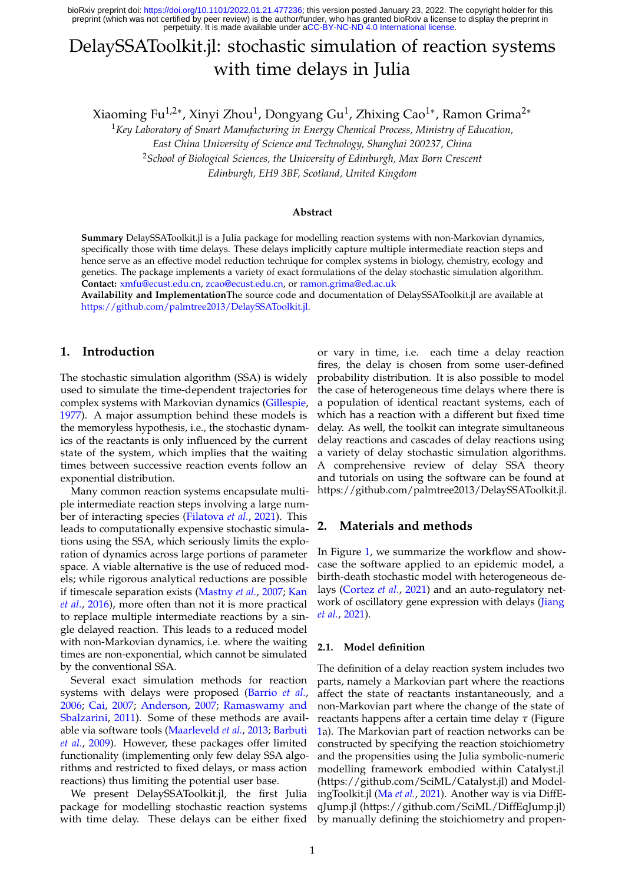bioRxiv preprint doi: https://doi.org/10.1101/2022.01.21.477236; this version posted January 23, 2022. The copyright holder for this preprint (which was not certified by peer review) is the author/funder, who has granted bioRxiv a license to display the preprint in perpetuity. It is made available under aCC-BY-NC-ND 4.0 International license.

# DelaySSAToolkit.jl: stochastic simulation of reaction systems with time delays in Julia

Xiaoming Fu[1,2*], Xinyi Zhou[1], Dongyang Gu[1], Zhixing Cao[1*], Ramon Grima[2*]

[1]*Key Laboratory of Smart Manufacturing in Energy Chemical Process, Ministry of Education, East China University of Science and Technology, Shanghai 200237, China*

[2]*School of Biological Sciences, the University of Edinburgh, Max Born Crescent Edinburgh, EH9 3BF, Scotland, United Kingdom*

### Abstract

**Summary** DelaySSAToolkit.jl is a Julia package for modelling reaction systems with non-Markovian dynamics, specifically those with time delays. These delays implicitly capture multiple intermediate reaction steps and hence serve as an effective model reduction technique for complex systems in biology, chemistry, ecology and genetics. The package implements a variety of exact formulations of the delay stochastic simulation algorithm.
**Contact:** xmfu@ecust.edu.cn, zcao@ecust.edu.cn, or ramon.grima@ed.ac.uk
**Availability and Implementation**The source code and documentation of DelaySSAToolkit.jl are available at https://github.com/palmtree2013/DelaySSAToolkit.jl.

## 1. Introduction

The stochastic simulation algorithm (SSA) is widely used to simulate the time-dependent trajectories for complex systems with Markovian dynamics (Gillespie, 1977). A major assumption behind these models is the memoryless hypothesis, i.e., the stochastic dynamics of the reactants is only influenced by the current state of the system, which implies that the waiting times between successive reaction events follow an exponential distribution.

Many common reaction systems encapsulate multiple intermediate reaction steps involving a large number of interacting species (Filatova *et al.*, 2021). This leads to computationally expensive stochastic simulations using the SSA, which seriously limits the exploration of dynamics across large portions of parameter space. A viable alternative is the use of reduced models; while rigorous analytical reductions are possible if timescale separation exists (Mastny *et al.*, 2007; Kan *et al.*, 2016), more often than not it is more practical to replace multiple intermediate reactions by a single delayed reaction. This leads to a reduced model with non-Markovian dynamics, i.e. where the waiting times are non-exponential, which cannot be simulated by the conventional SSA.

Several exact simulation methods for reaction systems with delays were proposed (Barrio *et al.*, 2006; Cai, 2007; Anderson, 2007; Ramaswamy and Sbalzarini, 2011). Some of these methods are available via software tools (Maarleveld *et al.*, 2013; Barbuti *et al.*, 2009). However, these packages offer limited functionality (implementing only few delay SSA algorithms and restricted to fixed delays, or mass action reactions) thus limiting the potential user base.

We present DelaySSAToolkit.jl, the first Julia package for modelling stochastic reaction systems with time delay. These delays can be either fixed or vary in time, i.e. each time a delay reaction fires, the delay is chosen from some user-defined probability distribution. It is also possible to model the case of heterogeneous time delays where there is a population of identical reactant systems, each of which has a reaction with a different but fixed time delay. As well, the toolkit can integrate simultaneous delay reactions and cascades of delay reactions using a variety of delay stochastic simulation algorithms. A comprehensive review of delay SSA theory and tutorials on using the software can be found at https://github.com/palmtree2013/DelaySSAToolkit.jl.

## 2. Materials and methods

In Figure 1, we summarize the workflow and showcase the software applied to an epidemic model, a birth-death stochastic model with heterogeneous delays (Cortez *et al.*, 2021) and an auto-regulatory network of oscillatory gene expression with delays (Jiang *et al.*, 2021).

### 2.1. Model definition

The definition of a delay reaction system includes two parts, namely a Markovian part where the reactions affect the state of reactants instantaneously, and a non-Markovian part where the change of the state of reactants happens after a certain time delay $\tau$ (Figure 1a). The Markovian part of reaction networks can be constructed by specifying the reaction stoichiometry and the propensities using the Julia symbolic-numeric modelling framework embodied within Catalyst.jl (https://github.com/SciML/Catalyst.jl) and ModelingToolkit.jl (Ma *et al.*, 2021). Another way is via DiffEqJump.jl (https://github.com/SciML/DiffEqJump.jl) by manually defining the stoichiometry and propen-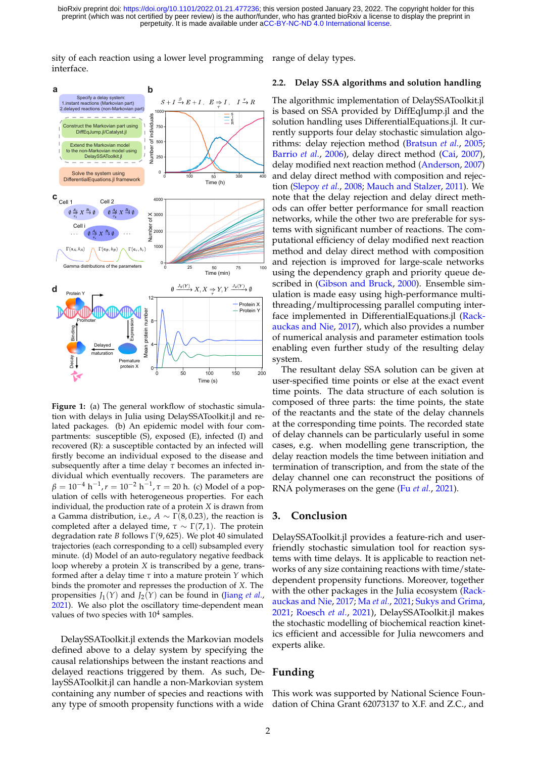sity of each reaction using a lower level programming interface.

**Figure 1:** (a) The general workflow of stochastic simulation with delays in Julia using DelaySSAToolkit.jl and related packages. (b) An epidemic model with four compartments: susceptible (S), exposed (E), infected (I) and recovered (R): a susceptible contacted by an infected will firstly become an individual exposed to the disease and subsequently after a time delay $\tau$ becomes an infected individual which eventually recovers. The parameters are $\beta = 10^{-4}\,\mathrm{h}^{-1}, r = 10^{-2}\,\mathrm{h}^{-1}, \tau = 20\,\mathrm{h}$. (c) Model of a population of cells with heterogeneous properties. For each individual, the production rate of a protein $X$ is drawn from a Gamma distribution, i.e., $A \sim \Gamma(8, 0.23)$, the reaction is completed after a delayed time, $\tau \sim \Gamma(7, 1)$. The protein degradation rate $B$ follows $\Gamma(9, 625)$. We plot 40 simulated trajectories (each corresponding to a cell) subsampled every minute. (d) Model of an auto-regulatory negative feedback loop whereby a protein $X$ is transcribed by a gene, transformed after a delay time $\tau$ into a mature protein $Y$ which binds the promoter and represses the production of $X$. The propensities $J_1(Y)$ and $J_2(Y)$ can be found in (Jiang *et al.*, 2021). We also plot the oscillatory time-dependent mean values of two species with $10^4$ samples.

DelaySSAToolkit.jl extends the Markovian models defined above to a delay system by specifying the causal relationships between the instant reactions and delayed reactions triggered by them. As such, DelaySSAToolkit.jl can handle a non-Markovian system containing any number of species and reactions with any type of smooth propensity functions with a wide range of delay types.

### 2.2. Delay SSA algorithms and solution handling

The algorithmic implementation of DelaySSAToolkit.jl is based on SSA provided by DiffEqJump.jl and the solution handling uses DifferentialEquations.jl. It currently supports four delay stochastic simulation algorithms: delay rejection method (Bratsun *et al.*, 2005; Barrio *et al.*, 2006), delay direct method (Cai, 2007), delay modified next reaction method (Anderson, 2007) and delay direct method with composition and rejection (Slepoy *et al.*, 2008; Mauch and Stalzer, 2011). We note that the delay rejection and delay direct methods can offer better performance for small reaction networks, while the other two are preferable for systems with significant number of reactions. The computational efficiency of delay modified next reaction method and delay direct method with composition and rejection is improved for large-scale networks using the dependency graph and priority queue described in (Gibson and Bruck, 2000). Ensemble simulation is made easy using high-performance multithreading/multiprocessing parallel computing interface implemented in DifferentialEquations.jl (Rackauckas and Nie, 2017), which also provides a number of numerical analysis and parameter estimation tools enabling even further study of the resulting delay system.

The resultant delay SSA solution can be given at user-specified time points or else at the exact event time points. The data structure of each solution is composed of three parts: the time points, the state of the reactants and the state of the delay channels at the corresponding time points. The recorded state of delay channels can be particularly useful in some cases, e.g. when modelling gene transcription, the delay reaction models the time between initiation and termination of transcription, and from the state of the delay channel one can reconstruct the positions of RNA polymerases on the gene (Fu *et al.*, 2021).

## 3. Conclusion

DelaySSAToolkit.jl provides a feature-rich and user-friendly stochastic simulation tool for reaction systems with time delays. It is applicable to reaction networks of any size containing reactions with time/state-dependent propensity functions. Moreover, together with the other packages in the Julia ecosystem (Rackauckas and Nie, 2017; Ma *et al.*, 2021; Sukys and Grima, 2021; Roesch *et al.*, 2021), DelaySSAToolkit.jl makes the stochastic modelling of biochemical reaction kinetics efficient and accessible for Julia newcomers and experts alike.

## Funding

This work was supported by National Science Foundation of China Grant 62073137 to X.F. and Z.C., and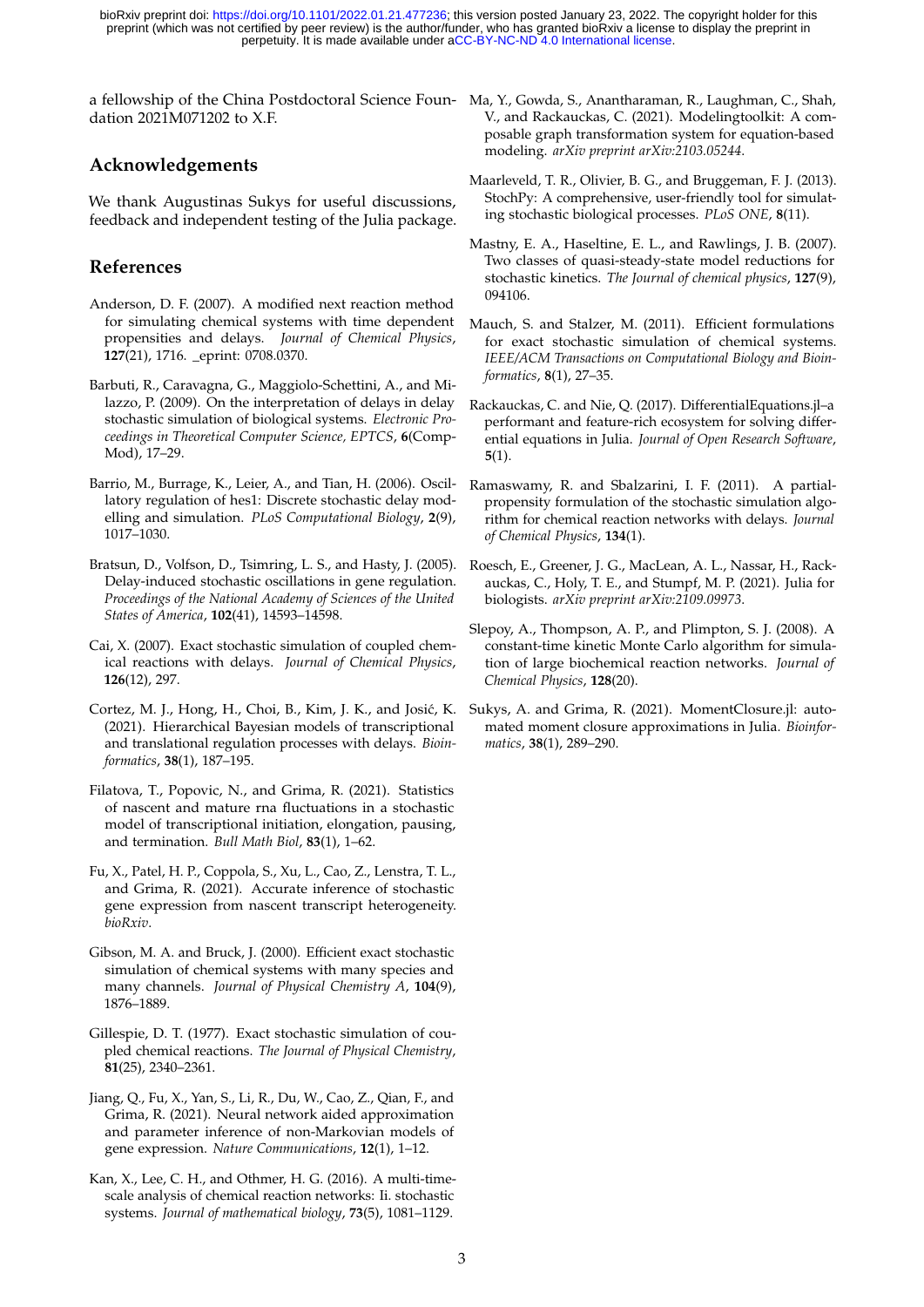a fellowship of the China Postdoctoral Science Foundation 2021M071202 to X.F.

## Acknowledgements

We thank Augustinas Sukys for useful discussions, feedback and independent testing of the Julia package.

## References

Anderson, D. F. (2007). A modified next reaction method for simulating chemical systems with time dependent propensities and delays. *Journal of Chemical Physics*, **127**(21), 1716. _eprint: 0708.0370.

Barbuti, R., Caravagna, G., Maggiolo-Schettini, A., and Milazzo, P. (2009). On the interpretation of delays in delay stochastic simulation of biological systems. *Electronic Proceedings in Theoretical Computer Science, EPTCS*, **6**(CompMod), 17–29.

Barrio, M., Burrage, K., Leier, A., and Tian, H. (2006). Oscillatory regulation of hes1: Discrete stochastic delay modelling and simulation. *PLoS Computational Biology*, **2**(9), 1017–1030.

Bratsun, D., Volfson, D., Tsimring, L. S., and Hasty, J. (2005). Delay-induced stochastic oscillations in gene regulation. *Proceedings of the National Academy of Sciences of the United States of America*, **102**(41), 14593–14598.

Cai, X. (2007). Exact stochastic simulation of coupled chemical reactions with delays. *Journal of Chemical Physics*, **126**(12), 297.

Cortez, M. J., Hong, H., Choi, B., Kim, J. K., and Josić, K. (2021). Hierarchical Bayesian models of transcriptional and translational regulation processes with delays. *Bioinformatics*, **38**(1), 187–195.

Filatova, T., Popovic, N., and Grima, R. (2021). Statistics of nascent and mature rna fluctuations in a stochastic model of transcriptional initiation, elongation, pausing, and termination. *Bull Math Biol*, **83**(1), 1–62.

Fu, X., Patel, H. P., Coppola, S., Xu, L., Cao, Z., Lenstra, T. L., and Grima, R. (2021). Accurate inference of stochastic gene expression from nascent transcript heterogeneity. *bioRxiv*.

Gibson, M. A. and Bruck, J. (2000). Efficient exact stochastic simulation of chemical systems with many species and many channels. *Journal of Physical Chemistry A*, **104**(9), 1876–1889.

Gillespie, D. T. (1977). Exact stochastic simulation of coupled chemical reactions. *The Journal of Physical Chemistry*, **81**(25), 2340–2361.

Jiang, Q., Fu, X., Yan, S., Li, R., Du, W., Cao, Z., Qian, F., and Grima, R. (2021). Neural network aided approximation and parameter inference of non-Markovian models of gene expression. *Nature Communications*, **12**(1), 1–12.

Kan, X., Lee, C. H., and Othmer, H. G. (2016). A multi-time-scale analysis of chemical reaction networks: Ii. stochastic systems. *Journal of mathematical biology*, **73**(5), 1081–1129.

Ma, Y., Gowda, S., Anantharaman, R., Laughman, C., Shah, V., and Rackauckas, C. (2021). Modelingtoolkit: A composable graph transformation system for equation-based modeling. *arXiv preprint arXiv:2103.05244*.

Maarleveld, T. R., Olivier, B. G., and Bruggeman, F. J. (2013). StochPy: A comprehensive, user-friendly tool for simulating stochastic biological processes. *PLoS ONE*, **8**(11).

Mastny, E. A., Haseltine, E. L., and Rawlings, J. B. (2007). Two classes of quasi-steady-state model reductions for stochastic kinetics. *The Journal of chemical physics*, **127**(9), 094106.

Mauch, S. and Stalzer, M. (2011). Efficient formulations for exact stochastic simulation of chemical systems. *IEEE/ACM Transactions on Computational Biology and Bioinformatics*, **8**(1), 27–35.

Rackauckas, C. and Nie, Q. (2017). DifferentialEquations.jl–a performant and feature-rich ecosystem for solving differential equations in Julia. *Journal of Open Research Software*, **5**(1).

Ramaswamy, R. and Sbalzarini, I. F. (2011). A partial-propensity formulation of the stochastic simulation algorithm for chemical reaction networks with delays. *Journal of Chemical Physics*, **134**(1).

Roesch, E., Greener, J. G., MacLean, A. L., Nassar, H., Rackauckas, C., Holy, T. E., and Stumpf, M. P. (2021). Julia for biologists. *arXiv preprint arXiv:2109.09973*.

Slepoy, A., Thompson, A. P., and Plimpton, S. J. (2008). A constant-time kinetic Monte Carlo algorithm for simulation of large biochemical reaction networks. *Journal of Chemical Physics*, **128**(20).

Sukys, A. and Grima, R. (2021). MomentClosure.jl: automated moment closure approximations in Julia. *Bioinformatics*, **38**(1), 289–290.